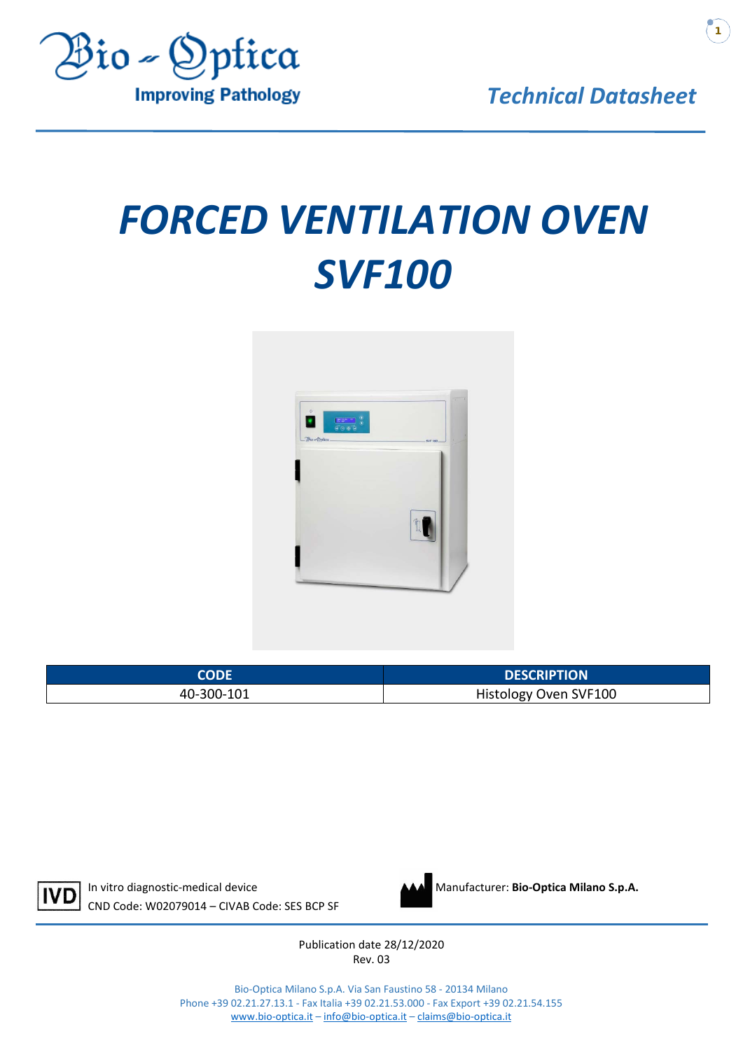Bio - Optica

Improving Pathology

*Technical Datasheet*

# *FORCED VENTILATION OVEN SVF100*

| CODE | DESCRIPTION |
|---|---|
| 40-300-101 | Histology Oven SVF100 |

IVD In vitro diagnostic-medical device
CND Code: W02079014 – CIVAB Code: SES BCP SF

Manufacturer: **Bio-Optica Milano S.p.A.**

Publication date 28/12/2020
Rev. 03

Bio-Optica Milano S.p.A. Via San Faustino 58 - 20134 Milano
Phone +39 02.21.27.13.1 - Fax Italia +39 02.21.53.000 - Fax Export +39 02.21.54.155
www.bio-optica.it – info@bio-optica.it – claims@bio-optica.it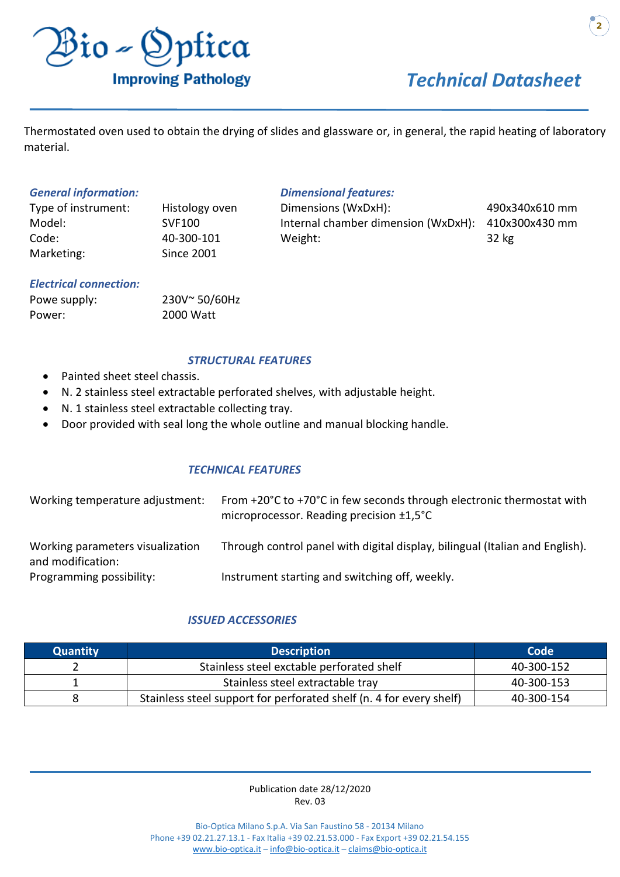Bio - Optica

Improving Pathology

# Technical Datasheet

Thermostated oven used to obtain the drying of slides and glassware or, in general, the rapid heating of laboratory material.

***General information:***

| | |
|---|---|
| Type of instrument: | Histology oven |
| Model: | SVF100 |
| Code: | 40-300-101 |
| Marketing: | Since 2001 |

***Dimensional features:***

| | |
|---|---|
| Dimensions (WxDxH): | 490x340x610 mm |
| Internal chamber dimension (WxDxH): | 410x300x430 mm |
| Weight: | 32 kg |

***Electrical connection:***

| | |
|---|---|
| Powe supply: | 230V~ 50/60Hz |
| Power: | 2000 Watt |

## *STRUCTURAL FEATURES*

- Painted sheet steel chassis.
- N. 2 stainless steel extractable perforated shelves, with adjustable height.
- N. 1 stainless steel extractable collecting tray.
- Door provided with seal long the whole outline and manual blocking handle.

## *TECHNICAL FEATURES*

| | |
|---|---|
| Working temperature adjustment: | From +20°C to +70°C in few seconds through electronic thermostat with microprocessor. Reading precision ±1,5°C |
| Working parameters visualization and modification: | Through control panel with digital display, bilingual (Italian and English). |
| Programming possibility: | Instrument starting and switching off, weekly. |

## *ISSUED ACCESSORIES*

| Quantity | Description | Code |
|---|---|---|
| 2 | Stainless steel exctable perforated shelf | 40-300-152 |
| 1 | Stainless steel extractable tray | 40-300-153 |
| 8 | Stainless steel support for perforated shelf (n. 4 for every shelf) | 40-300-154 |

Publication date 28/12/2020
Rev. 03

Bio-Optica Milano S.p.A. Via San Faustino 58 - 20134 Milano
Phone +39 02.21.27.13.1 - Fax Italia +39 02.21.53.000 - Fax Export +39 02.21.54.155
www.bio-optica.it – info@bio-optica.it – claims@bio-optica.it